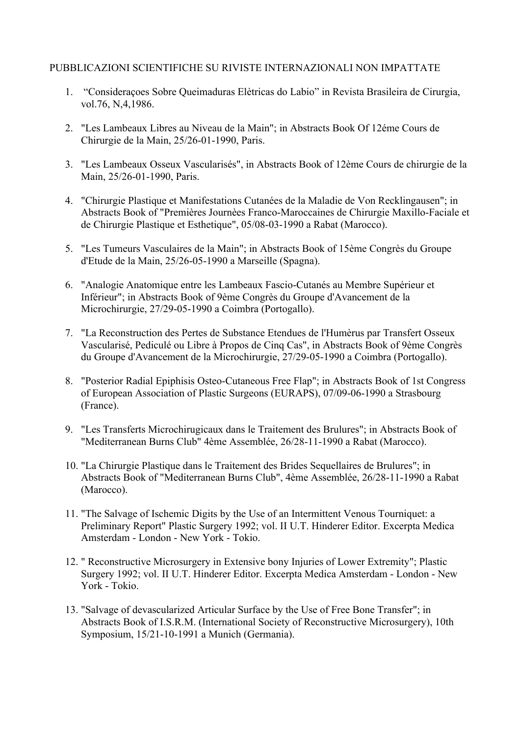PUBBLICAZIONI SCIENTIFICHE SU RIVISTE INTERNAZIONALI NON IMPATTATE

1. "Consideraçoes Sobre Queimaduras Elètricas do Labio" in Revista Brasileira de Cirurgia, vol.76, N,4,1986.

2. "Les Lambeaux Libres au Niveau de la Main"; in Abstracts Book Of 12éme Cours de Chirurgie de la Main, 25/26-01-1990, Paris.

3. "Les Lambeaux Osseux Vascularisés", in Abstracts Book of 12ème Cours de chirurgie de la Main, 25/26-01-1990, Paris.

4. "Chirurgie Plastique et Manifestations Cutanées de la Maladie de Von Recklingausen"; in Abstracts Book of "Premières Journèes Franco-Maroccaines de Chirurgie Maxillo-Faciale et de Chirurgie Plastique et Esthetique", 05/08-03-1990 a Rabat (Marocco).

5. "Les Tumeurs Vasculaires de la Main"; in Abstracts Book of 15ème Congrès du Groupe d'Etude de la Main, 25/26-05-1990 a Marseille (Spagna).

6. "Analogie Anatomique entre les Lambeaux Fascio-Cutanés au Membre Supérieur et Inférieur"; in Abstracts Book of 9ème Congrès du Groupe d'Avancement de la Microchirurgie, 27/29-05-1990 a Coimbra (Portogallo).

7. "La Reconstruction des Pertes de Substance Etendues de l'Humèrus par Transfert Osseux Vascularisé, Pediculé ou Libre à Propos de Cinq Cas", in Abstracts Book of 9ème Congrès du Groupe d'Avancement de la Microchirurgie, 27/29-05-1990 a Coimbra (Portogallo).

8. "Posterior Radial Epiphisis Osteo-Cutaneous Free Flap"; in Abstracts Book of 1st Congress of European Association of Plastic Surgeons (EURAPS), 07/09-06-1990 a Strasbourg (France).

9. "Les Transferts Microchirugicaux dans le Traitement des Brulures"; in Abstracts Book of "Mediterranean Burns Club" 4ème Assemblée, 26/28-11-1990 a Rabat (Marocco).

10. "La Chirurgie Plastique dans le Traitement des Brides Sequellaires de Brulures"; in Abstracts Book of "Mediterranean Burns Club", 4ème Assemblée, 26/28-11-1990 a Rabat (Marocco).

11. "The Salvage of Ischemic Digits by the Use of an Intermittent Venous Tourniquet: a Preliminary Report" Plastic Surgery 1992; vol. II U.T. Hinderer Editor. Excerpta Medica Amsterdam - London - New York - Tokio.

12. " Reconstructive Microsurgery in Extensive bony Injuries of Lower Extremity"; Plastic Surgery 1992; vol. II U.T. Hinderer Editor. Excerpta Medica Amsterdam - London - New York - Tokio.

13. "Salvage of devascularized Articular Surface by the Use of Free Bone Transfer"; in Abstracts Book of I.S.R.M. (International Society of Reconstructive Microsurgery), 10th Symposium, 15/21-10-1991 a Munich (Germania).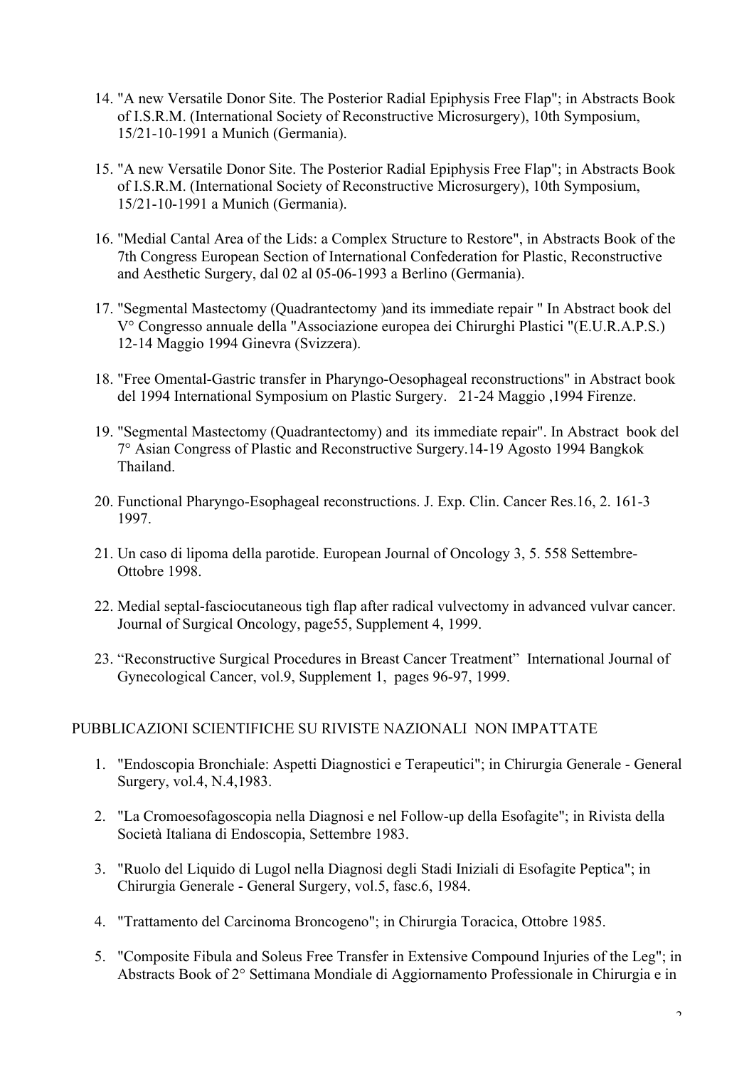14. "A new Versatile Donor Site. The Posterior Radial Epiphysis Free Flap"; in Abstracts Book of I.S.R.M. (International Society of Reconstructive Microsurgery), 10th Symposium, 15/21-10-1991 a Munich (Germania).

15. "A new Versatile Donor Site. The Posterior Radial Epiphysis Free Flap"; in Abstracts Book of I.S.R.M. (International Society of Reconstructive Microsurgery), 10th Symposium, 15/21-10-1991 a Munich (Germania).

16. "Medial Cantal Area of the Lids: a Complex Structure to Restore", in Abstracts Book of the 7th Congress European Section of International Confederation for Plastic, Reconstructive and Aesthetic Surgery, dal 02 al 05-06-1993 a Berlino (Germania).

17. "Segmental Mastectomy (Quadrantectomy )and its immediate repair " In Abstract book del V° Congresso annuale della "Associazione europea dei Chirurghi Plastici "(E.U.R.A.P.S.) 12-14 Maggio 1994 Ginevra (Svizzera).

18. "Free Omental-Gastric transfer in Pharyngo-Oesophageal reconstructions" in Abstract book del 1994 International Symposium on Plastic Surgery. 21-24 Maggio ,1994 Firenze.

19. "Segmental Mastectomy (Quadrantectomy) and its immediate repair". In Abstract book del 7° Asian Congress of Plastic and Reconstructive Surgery.14-19 Agosto 1994 Bangkok Thailand.

20. Functional Pharyngo-Esophageal reconstructions. J. Exp. Clin. Cancer Res.16, 2. 161-3 1997.

21. Un caso di lipoma della parotide. European Journal of Oncology 3, 5. 558 Settembre-Ottobre 1998.

22. Medial septal-fasciocutaneous tigh flap after radical vulvectomy in advanced vulvar cancer. Journal of Surgical Oncology, page55, Supplement 4, 1999.

23. “Reconstructive Surgical Procedures in Breast Cancer Treatment” International Journal of Gynecological Cancer, vol.9, Supplement 1, pages 96-97, 1999.

## PUBBLICAZIONI SCIENTIFICHE SU RIVISTE NAZIONALI NON IMPATTATE

1. "Endoscopia Bronchiale: Aspetti Diagnostici e Terapeutici"; in Chirurgia Generale - General Surgery, vol.4, N.4,1983.

2. "La Cromoesofagoscopia nella Diagnosi e nel Follow-up della Esofagite"; in Rivista della Società Italiana di Endoscopia, Settembre 1983.

3. "Ruolo del Liquido di Lugol nella Diagnosi degli Stadi Iniziali di Esofagite Peptica"; in Chirurgia Generale - General Surgery, vol.5, fasc.6, 1984.

4. "Trattamento del Carcinoma Broncogeno"; in Chirurgia Toracica, Ottobre 1985.

5. "Composite Fibula and Soleus Free Transfer in Extensive Compound Injuries of the Leg"; in Abstracts Book of 2° Settimana Mondiale di Aggiornamento Professionale in Chirurgia e in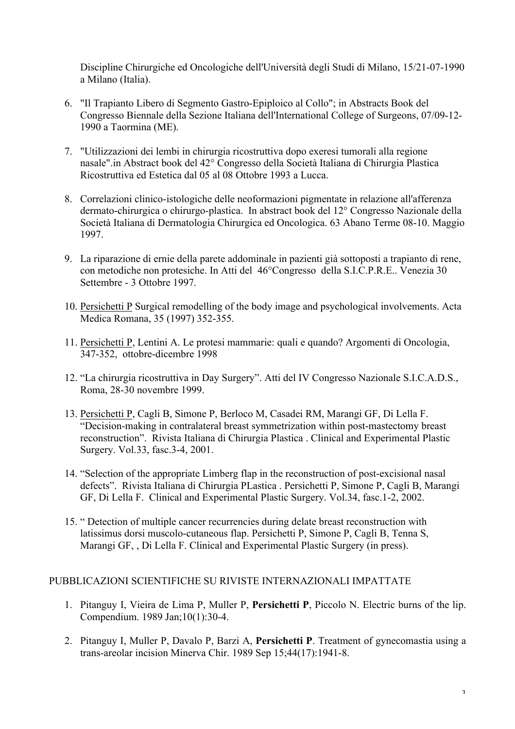Discipline Chirurgiche ed Oncologiche dell'Università degli Studi di Milano, 15/21-07-1990 a Milano (Italia).

6. "Il Trapianto Libero di Segmento Gastro-Epiploico al Collo"; in Abstracts Book del Congresso Biennale della Sezione Italiana dell'International College of Surgeons, 07/09-12-1990 a Taormina (ME).

7. "Utilizzazioni dei lembi in chirurgia ricostruttiva dopo exeresi tumorali alla regione nasale".in Abstract book del 42° Congresso della Società Italiana di Chirurgia Plastica Ricostruttiva ed Estetica dal 05 al 08 Ottobre 1993 a Lucca.

8. Correlazioni clinico-istologiche delle neoformazioni pigmentate in relazione all'afferenza dermato-chirurgica o chirurgo-plastica. In abstract book del 12° Congresso Nazionale della Società Italiana di Dermatologia Chirurgica ed Oncologica. 63 Abano Terme 08-10. Maggio 1997.

9. La riparazione di ernie della parete addominale in pazienti già sottoposti a trapianto di rene, con metodiche non protesiche. In Atti del 46°Congresso della S.I.C.P.R.E.. Venezia 30 Settembre - 3 Ottobre 1997.

10. Persichetti P Surgical remodelling of the body image and psychological involvements. Acta Medica Romana, 35 (1997) 352-355.

11. Persichetti P, Lentini A. Le protesi mammarie: quali e quando? Argomenti di Oncologia, 347-352, ottobre-dicembre 1998

12. "La chirurgia ricostruttiva in Day Surgery". Atti del IV Congresso Nazionale S.I.C.A.D.S., Roma, 28-30 novembre 1999.

13. Persichetti P, Cagli B, Simone P, Berloco M, Casadei RM, Marangi GF, Di Lella F. "Decision-making in contralateral breast symmetrization within post-mastectomy breast reconstruction". Rivista Italiana di Chirurgia Plastica . Clinical and Experimental Plastic Surgery. Vol.33, fasc.3-4, 2001.

14. "Selection of the appropriate Limberg flap in the reconstruction of post-excisional nasal defects". Rivista Italiana di Chirurgia PLastica . Persichetti P, Simone P, Cagli B, Marangi GF, Di Lella F. Clinical and Experimental Plastic Surgery. Vol.34, fasc.1-2, 2002.

15. " Detection of multiple cancer recurrencies during delate breast reconstruction with latissimus dorsi muscolo-cutaneous flap. Persichetti P, Simone P, Cagli B, Tenna S, Marangi GF, , Di Lella F. Clinical and Experimental Plastic Surgery (in press).

PUBBLICAZIONI SCIENTIFICHE SU RIVISTE INTERNAZIONALI IMPATTATE

1. Pitanguy I, Vieira de Lima P, Muller P, **Persichetti P**, Piccolo N. Electric burns of the lip. Compendium. 1989 Jan;10(1):30-4.

2. Pitanguy I, Muller P, Davalo P, Barzi A, **Persichetti P**. Treatment of gynecomastia using a trans-areolar incision Minerva Chir. 1989 Sep 15;44(17):1941-8.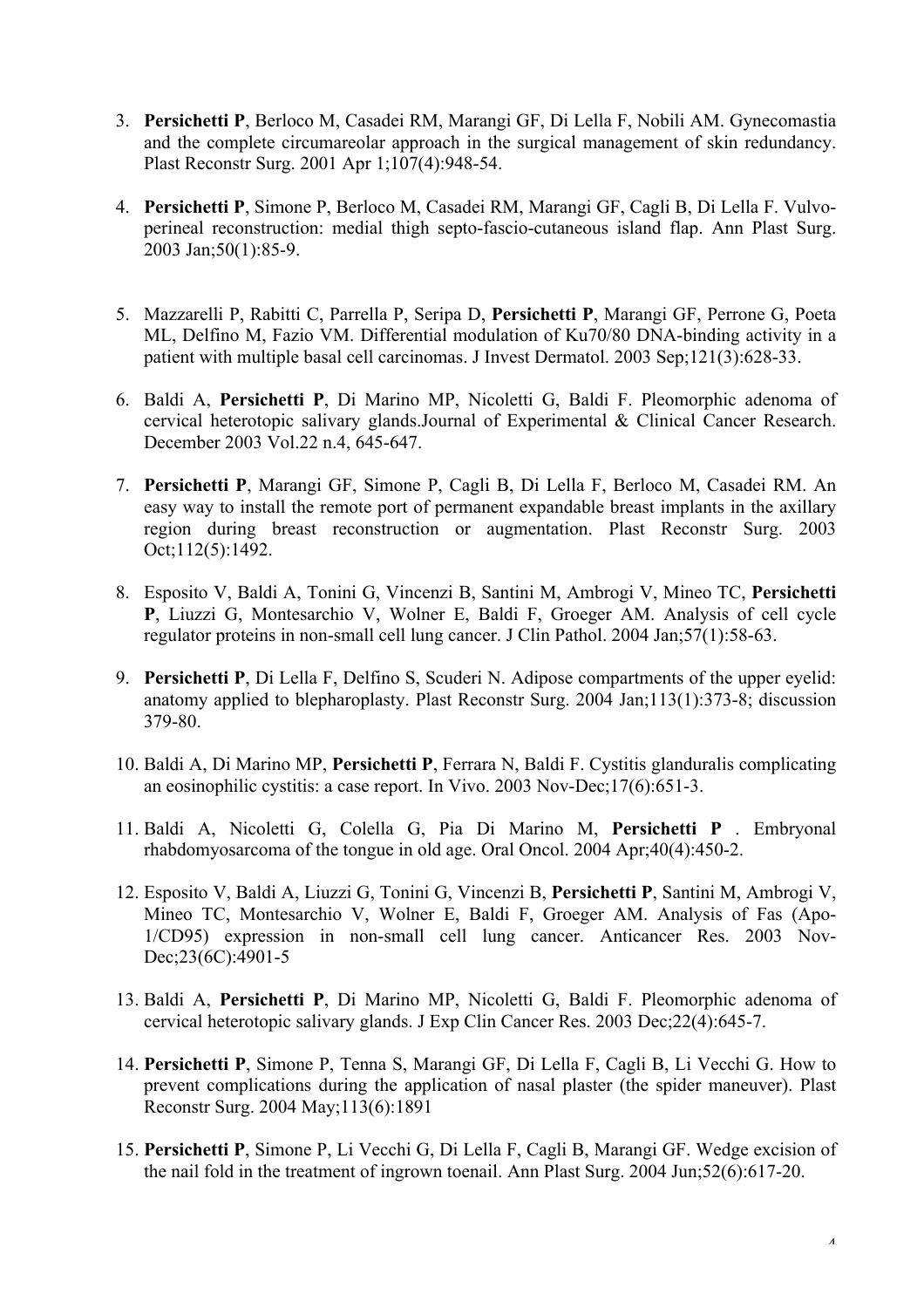3. **Persichetti P**, Berloco M, Casadei RM, Marangi GF, Di Lella F, Nobili AM. Gynecomastia and the complete circumareolar approach in the surgical management of skin redundancy. Plast Reconstr Surg. 2001 Apr 1;107(4):948-54.

4. **Persichetti P**, Simone P, Berloco M, Casadei RM, Marangi GF, Cagli B, Di Lella F. Vulvo-perineal reconstruction: medial thigh septo-fascio-cutaneous island flap. Ann Plast Surg. 2003 Jan;50(1):85-9.

5. Mazzarelli P, Rabitti C, Parrella P, Seripa D, **Persichetti P**, Marangi GF, Perrone G, Poeta ML, Delfino M, Fazio VM. Differential modulation of Ku70/80 DNA-binding activity in a patient with multiple basal cell carcinomas. J Invest Dermatol. 2003 Sep;121(3):628-33.

6. Baldi A, **Persichetti P**, Di Marino MP, Nicoletti G, Baldi F. Pleomorphic adenoma of cervical heterotopic salivary glands.Journal of Experimental & Clinical Cancer Research. December 2003 Vol.22 n.4, 645-647.

7. **Persichetti P**, Marangi GF, Simone P, Cagli B, Di Lella F, Berloco M, Casadei RM. An easy way to install the remote port of permanent expandable breast implants in the axillary region during breast reconstruction or augmentation. Plast Reconstr Surg. 2003 Oct;112(5):1492.

8. Esposito V, Baldi A, Tonini G, Vincenzi B, Santini M, Ambrogi V, Mineo TC, **Persichetti P**, Liuzzi G, Montesarchio V, Wolner E, Baldi F, Groeger AM. Analysis of cell cycle regulator proteins in non-small cell lung cancer. J Clin Pathol. 2004 Jan;57(1):58-63.

9. **Persichetti P**, Di Lella F, Delfino S, Scuderi N. Adipose compartments of the upper eyelid: anatomy applied to blepharoplasty. Plast Reconstr Surg. 2004 Jan;113(1):373-8; discussion 379-80.

10. Baldi A, Di Marino MP, **Persichetti P**, Ferrara N, Baldi F. Cystitis glanduralis complicating an eosinophilic cystitis: a case report. In Vivo. 2003 Nov-Dec;17(6):651-3.

11. Baldi A, Nicoletti G, Colella G, Pia Di Marino M, **Persichetti P** . Embryonal rhabdomyosarcoma of the tongue in old age. Oral Oncol. 2004 Apr;40(4):450-2.

12. Esposito V, Baldi A, Liuzzi G, Tonini G, Vincenzi B, **Persichetti P**, Santini M, Ambrogi V, Mineo TC, Montesarchio V, Wolner E, Baldi F, Groeger AM. Analysis of Fas (Apo-1/CD95) expression in non-small cell lung cancer. Anticancer Res. 2003 Nov-Dec;23(6C):4901-5

13. Baldi A, **Persichetti P**, Di Marino MP, Nicoletti G, Baldi F. Pleomorphic adenoma of cervical heterotopic salivary glands. J Exp Clin Cancer Res. 2003 Dec;22(4):645-7.

14. **Persichetti P**, Simone P, Tenna S, Marangi GF, Di Lella F, Cagli B, Li Vecchi G. How to prevent complications during the application of nasal plaster (the spider maneuver). Plast Reconstr Surg. 2004 May;113(6):1891

15. **Persichetti P**, Simone P, Li Vecchi G, Di Lella F, Cagli B, Marangi GF. Wedge excision of the nail fold in the treatment of ingrown toenail. Ann Plast Surg. 2004 Jun;52(6):617-20.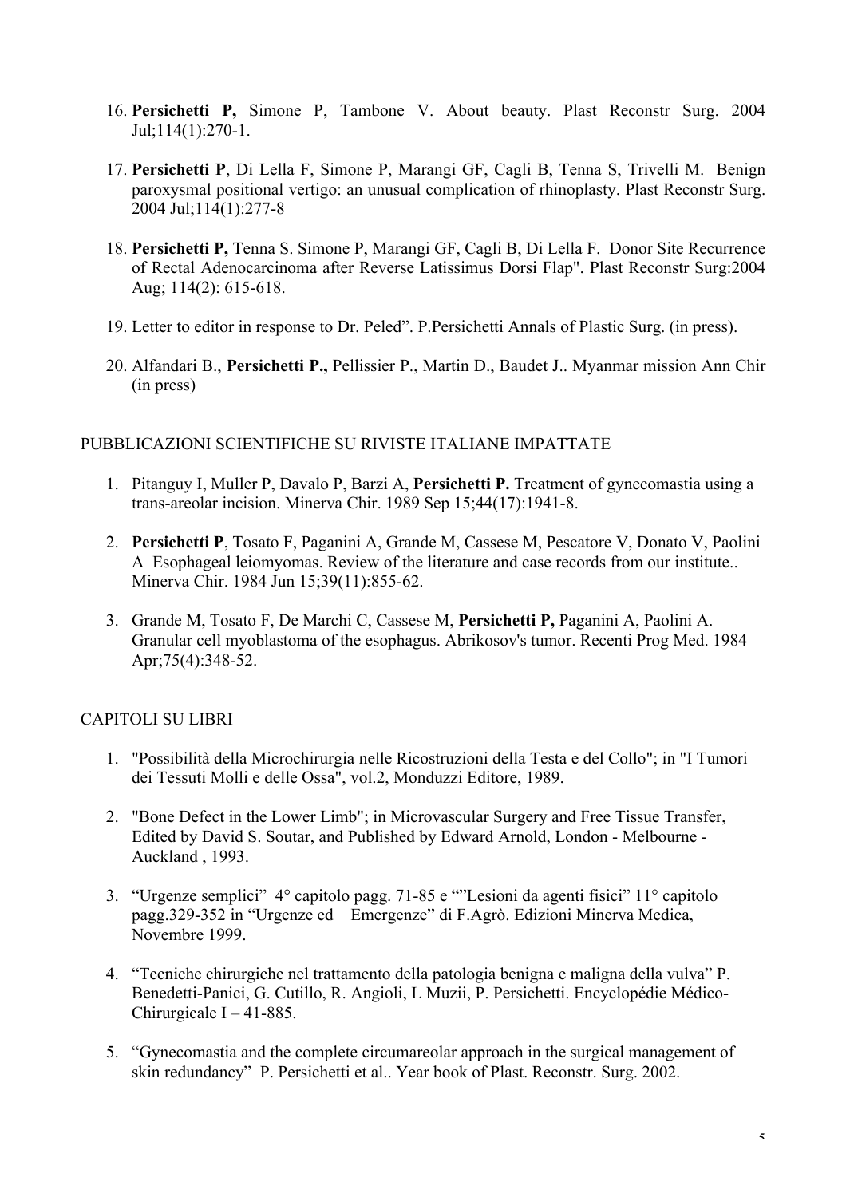16. **Persichetti P,** Simone P, Tambone V. About beauty. Plast Reconstr Surg. 2004 Jul;114(1):270-1.

17. **Persichetti P**, Di Lella F, Simone P, Marangi GF, Cagli B, Tenna S, Trivelli M. Benign paroxysmal positional vertigo: an unusual complication of rhinoplasty. Plast Reconstr Surg. 2004 Jul;114(1):277-8

18. **Persichetti P,** Tenna S. Simone P, Marangi GF, Cagli B, Di Lella F. Donor Site Recurrence of Rectal Adenocarcinoma after Reverse Latissimus Dorsi Flap". Plast Reconstr Surg:2004 Aug; 114(2): 615-618.

19. Letter to editor in response to Dr. Peled". P.Persichetti Annals of Plastic Surg. (in press).

20. Alfandari B., **Persichetti P.,** Pellissier P., Martin D., Baudet J.. Myanmar mission Ann Chir (in press)

PUBBLICAZIONI SCIENTIFICHE SU RIVISTE ITALIANE IMPATTATE

1. Pitanguy I, Muller P, Davalo P, Barzi A, **Persichetti P.** Treatment of gynecomastia using a trans-areolar incision. Minerva Chir. 1989 Sep 15;44(17):1941-8.

2. **Persichetti P**, Tosato F, Paganini A, Grande M, Cassese M, Pescatore V, Donato V, Paolini A Esophageal leiomyomas. Review of the literature and case records from our institute.. Minerva Chir. 1984 Jun 15;39(11):855-62.

3. Grande M, Tosato F, De Marchi C, Cassese M, **Persichetti P,** Paganini A, Paolini A. Granular cell myoblastoma of the esophagus. Abrikosov's tumor. Recenti Prog Med. 1984 Apr;75(4):348-52.

CAPITOLI SU LIBRI

1. "Possibilità della Microchirurgia nelle Ricostruzioni della Testa e del Collo"; in "I Tumori dei Tessuti Molli e delle Ossa", vol.2, Monduzzi Editore, 1989.

2. "Bone Defect in the Lower Limb"; in Microvascular Surgery and Free Tissue Transfer, Edited by David S. Soutar, and Published by Edward Arnold, London - Melbourne - Auckland , 1993.

3. "Urgenze semplici" 4° capitolo pagg. 71-85 e ""Lesioni da agenti fisici" 11° capitolo pagg.329-352 in "Urgenze ed Emergenze" di F.Agrò. Edizioni Minerva Medica, Novembre 1999.

4. "Tecniche chirurgiche nel trattamento della patologia benigna e maligna della vulva" P. Benedetti-Panici, G. Cutillo, R. Angioli, L Muzii, P. Persichetti. Encyclopédie Médico-Chirurgicale I – 41-885.

5. "Gynecomastia and the complete circumareolar approach in the surgical management of skin redundancy" P. Persichetti et al.. Year book of Plast. Reconstr. Surg. 2002.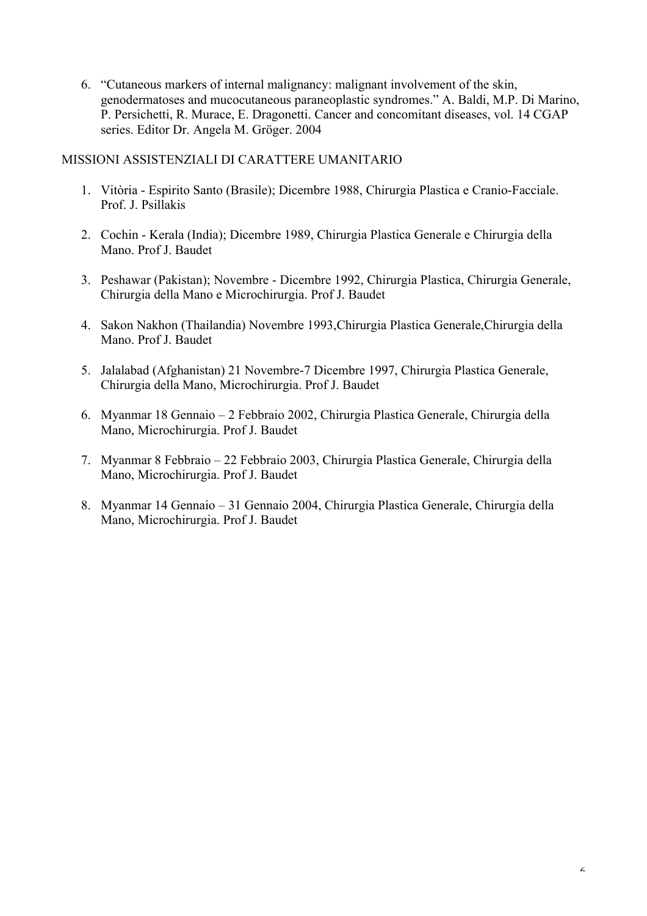6. "Cutaneous markers of internal malignancy: malignant involvement of the skin, genodermatoses and mucocutaneous paraneoplastic syndromes." A. Baldi, M.P. Di Marino, P. Persichetti, R. Murace, E. Dragonetti. Cancer and concomitant diseases, vol. 14 CGAP series. Editor Dr. Angela M. Gröger. 2004

MISSIONI ASSISTENZIALI DI CARATTERE UMANITARIO

1. Vitòria - Espirito Santo (Brasile); Dicembre 1988, Chirurgia Plastica e Cranio-Facciale. Prof. J. Psillakis

2. Cochin - Kerala (India); Dicembre 1989, Chirurgia Plastica Generale e Chirurgia della Mano. Prof J. Baudet

3. Peshawar (Pakistan); Novembre - Dicembre 1992, Chirurgia Plastica, Chirurgia Generale, Chirurgia della Mano e Microchirurgia. Prof J. Baudet

4. Sakon Nakhon (Thailandia) Novembre 1993,Chirurgia Plastica Generale,Chirurgia della Mano. Prof J. Baudet

5. Jalalabad (Afghanistan) 21 Novembre-7 Dicembre 1997, Chirurgia Plastica Generale, Chirurgia della Mano, Microchirurgia. Prof J. Baudet

6. Myanmar 18 Gennaio – 2 Febbraio 2002, Chirurgia Plastica Generale, Chirurgia della Mano, Microchirurgia. Prof J. Baudet

7. Myanmar 8 Febbraio – 22 Febbraio 2003, Chirurgia Plastica Generale, Chirurgia della Mano, Microchirurgia. Prof J. Baudet

8. Myanmar 14 Gennaio – 31 Gennaio 2004, Chirurgia Plastica Generale, Chirurgia della Mano, Microchirurgia. Prof J. Baudet